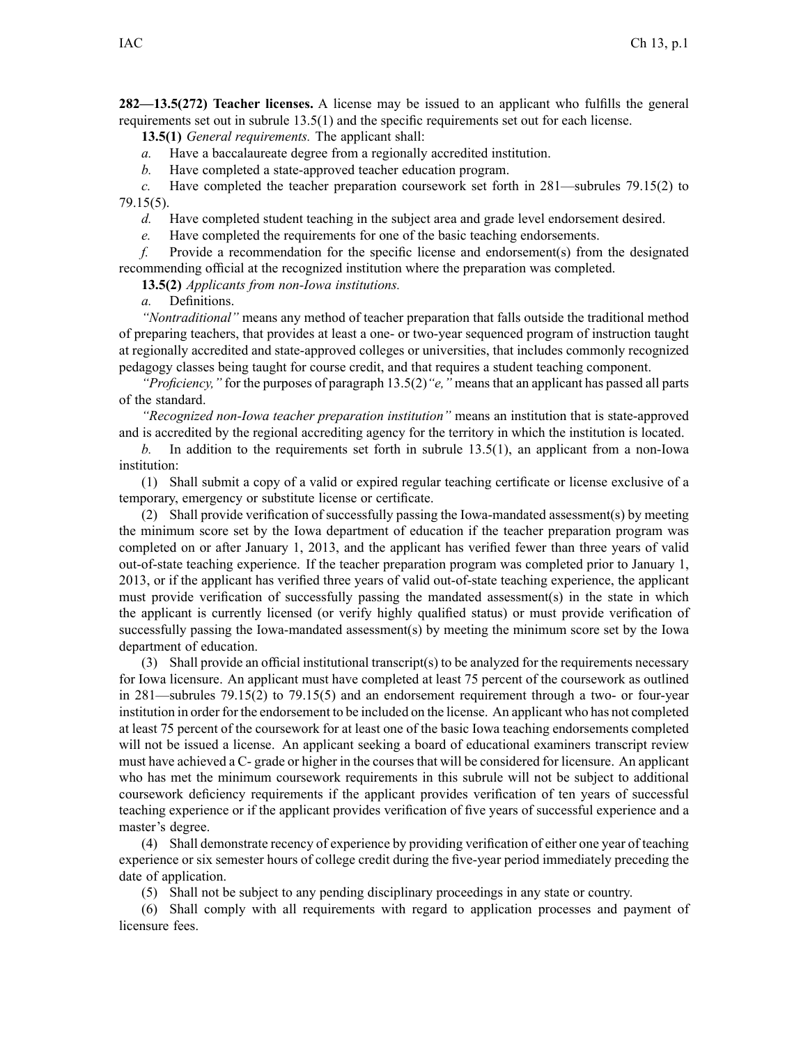**282—13.5(272) Teacher licenses.** A license may be issued to an applicant who fulfills the general requirements set out in subrule 13.5(1) and the specific requirements set out for each license.

**13.5(1)** *General requirements.* The applicant shall:

*a.* Have a baccalaureate degree from a regionally accredited institution.

*b.* Have completed a state-approved teacher education program.

*c.* Have completed the teacher preparation coursework set forth in 281—subrules 79.15(2) to 79.15(5).

*d.* Have completed student teaching in the subject area and grade level endorsement desired.

*e.* Have completed the requirements for one of the basic teaching endorsements.

*f.* Provide a recommendation for the specific license and endorsement(s) from the designated recommending official at the recognized institution where the preparation was completed.

**13.5(2)** *Applicants from non-Iowa institutions.*

*a.* Definitions.

*"Nontraditional"* means any method of teacher preparation that falls outside the traditional method of preparing teachers, that provides at least a one- or two-year sequenced program of instruction taught at regionally accredited and state-approved colleges or universities, that includes commonly recognized pedagogy classes being taught for course credit, and that requires a student teaching component.

*"Proficiency,"* for the purposes of paragraph 13.5(2)*"e,"* means that an applicant has passed all parts of the standard.

*"Recognized non-Iowa teacher preparation institution"* means an institution that is state-approved and is accredited by the regional accrediting agency for the territory in which the institution is located.

*b.* In addition to the requirements set forth in subrule 13.5(1), an applicant from a non-Iowa institution:

(1) Shall submit a copy of a valid or expired regular teaching certificate or license exclusive of a temporary, emergency or substitute license or certificate.

(2) Shall provide verification of successfully passing the Iowa-mandated assessment(s) by meeting the minimum score set by the Iowa department of education if the teacher preparation program was completed on or after January 1, 2013, and the applicant has verified fewer than three years of valid out-of-state teaching experience. If the teacher preparation program was completed prior to January 1, 2013, or if the applicant has verified three years of valid out-of-state teaching experience, the applicant must provide verification of successfully passing the mandated assessment(s) in the state in which the applicant is currently licensed (or verify highly qualified status) or must provide verification of successfully passing the Iowa-mandated assessment(s) by meeting the minimum score set by the Iowa department of education.

(3) Shall provide an official institutional transcript(s) to be analyzed for the requirements necessary for Iowa licensure. An applicant must have completed at least 75 percent of the coursework as outlined in 281—subrules 79.15(2) to 79.15(5) and an endorsement requirement through a two- or four-year institution in order for the endorsement to be included on the license. An applicant who has not completed at least 75 percent of the coursework for at least one of the basic Iowa teaching endorsements completed will not be issued a license. An applicant seeking a board of educational examiners transcript review must have achieved a C- grade or higher in the courses that will be considered for licensure. An applicant who has met the minimum coursework requirements in this subrule will not be subject to additional coursework deficiency requirements if the applicant provides verification of ten years of successful teaching experience or if the applicant provides verification of five years of successful experience and a master's degree.

(4) Shall demonstrate recency of experience by providing verification of either one year of teaching experience or six semester hours of college credit during the five-year period immediately preceding the date of application.

(5) Shall not be subject to any pending disciplinary proceedings in any state or country.

(6) Shall comply with all requirements with regard to application processes and payment of licensure fees.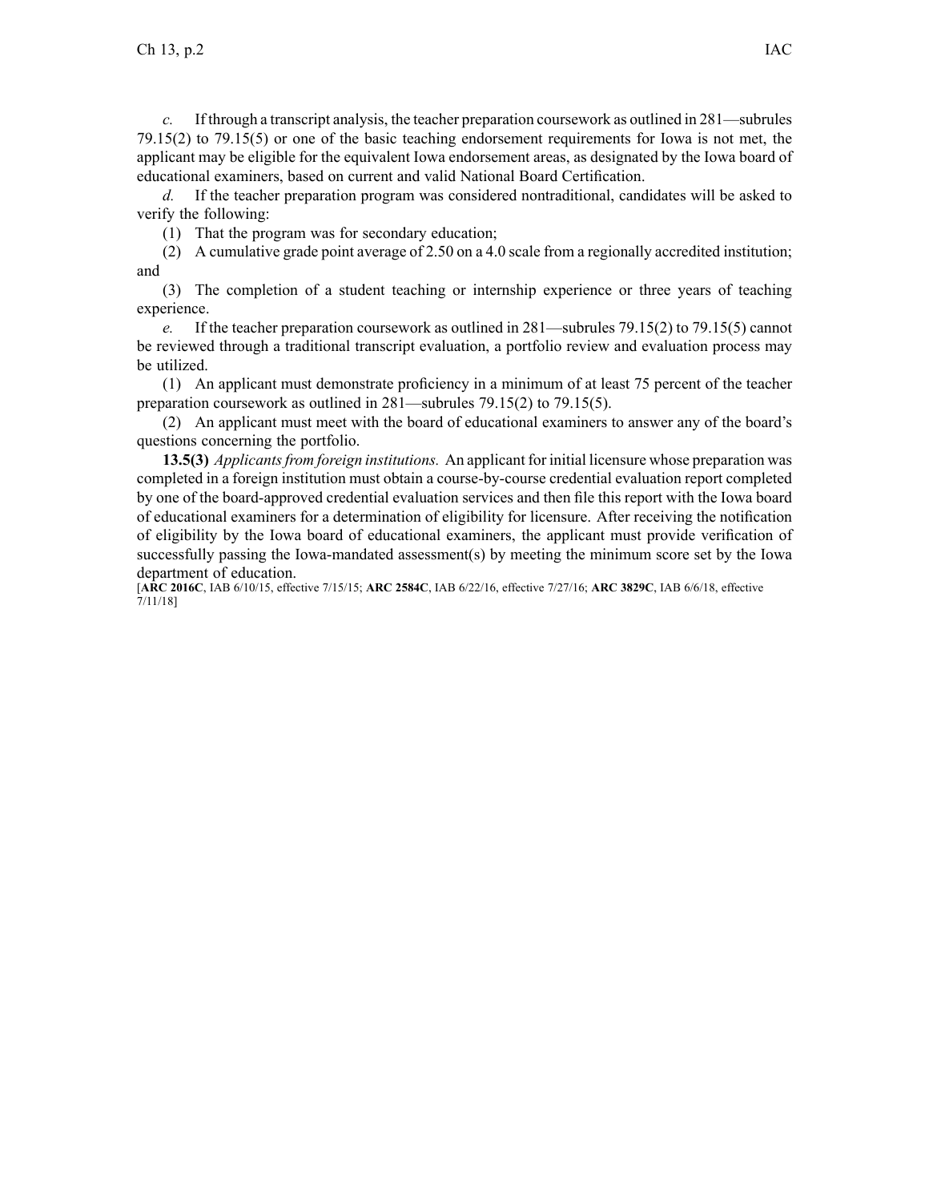*c.* If through a transcript analysis, the teacher preparation coursework as outlined in 281—subrules 79.15(2) to 79.15(5) or one of the basic teaching endorsement requirements for Iowa is not met, the applicant may be eligible for the equivalent Iowa endorsement areas, as designated by the Iowa board of educational examiners, based on current and valid National Board Certification.

*d.* If the teacher preparation program was considered nontraditional, candidates will be asked to verify the following:

(1) That the program was for secondary education;

(2) A cumulative grade point average of 2.50 on a 4.0 scale from a regionally accredited institution; and

(3) The completion of a student teaching or internship experience or three years of teaching experience.

*e.* If the teacher preparation coursework as outlined in 281—subrules 79.15(2) to 79.15(5) cannot be reviewed through a traditional transcript evaluation, a portfolio review and evaluation process may be utilized.

(1) An applicant must demonstrate proficiency in a minimum of at least 75 percent of the teacher preparation coursework as outlined in 281—subrules 79.15(2) to 79.15(5).

(2) An applicant must meet with the board of educational examiners to answer any of the board's questions concerning the portfolio.

**13.5(3)** *Applicants from foreign institutions.* An applicant for initial licensure whose preparation was completed in a foreign institution must obtain a course-by-course credential evaluation report completed by one of the board-approved credential evaluation services and then file this report with the Iowa board of educational examiners for a determination of eligibility for licensure. After receiving the notification of eligibility by the Iowa board of educational examiners, the applicant must provide verification of successfully passing the Iowa-mandated assessment(s) by meeting the minimum score set by the Iowa department of education.

[**ARC 2016C**, IAB 6/10/15, effective 7/15/15; **ARC 2584C**, IAB 6/22/16, effective 7/27/16; **ARC 3829C**, IAB 6/6/18, effective 7/11/18]